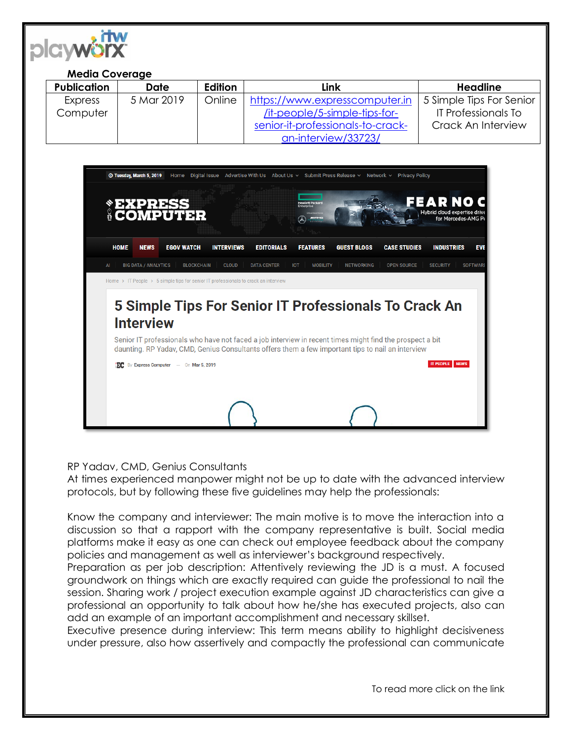**Media Coverage**

| Publication | Date | Edition | Link | Headline |
|---|---|---|---|---|
| Express Computer | 5 Mar 2019 | Online | https://www.expresscomputer.in/it-people/5-simple-tips-for-senior-it-professionals-to-crack-an-interview/33723/ | 5 Simple Tips For Senior IT Professionals To Crack An Interview |

RP Yadav, CMD, Genius Consultants

At times experienced manpower might not be up to date with the advanced interview protocols, but by following these five guidelines may help the professionals:

Know the company and interviewer: The main motive is to move the interaction into a discussion so that a rapport with the company representative is built. Social media platforms make it easy as one can check out employee feedback about the company policies and management as well as interviewer's background respectively.

Preparation as per job description: Attentively reviewing the JD is a must. A focused groundwork on things which are exactly required can guide the professional to nail the session. Sharing work / project execution example against JD characteristics can give a professional an opportunity to talk about how he/she has executed projects, also can add an example of an important accomplishment and necessary skillset.

Executive presence during interview: This term means ability to highlight decisiveness under pressure, also how assertively and compactly the professional can communicate

To read more click on the link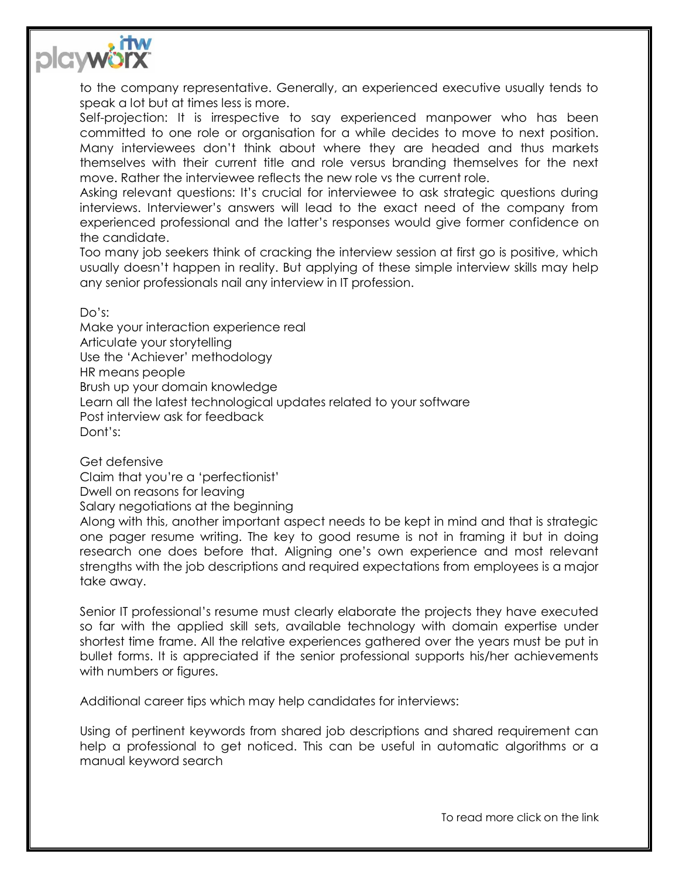to the company representative. Generally, an experienced executive usually tends to speak a lot but at times less is more.

Self-projection: It is irrespective to say experienced manpower who has been committed to one role or organisation for a while decides to move to next position. Many interviewees don't think about where they are headed and thus markets themselves with their current title and role versus branding themselves for the next move. Rather the interviewee reflects the new role vs the current role.

Asking relevant questions: It's crucial for interviewee to ask strategic questions during interviews. Interviewer's answers will lead to the exact need of the company from experienced professional and the latter's responses would give former confidence on the candidate.

Too many job seekers think of cracking the interview session at first go is positive, which usually doesn't happen in reality. But applying of these simple interview skills may help any senior professionals nail any interview in IT profession.

Do's:

Make your interaction experience real
Articulate your storytelling
Use the 'Achiever' methodology
HR means people
Brush up your domain knowledge
Learn all the latest technological updates related to your software
Post interview ask for feedback

Dont's:

Get defensive
Claim that you're a 'perfectionist'
Dwell on reasons for leaving
Salary negotiations at the beginning

Along with this, another important aspect needs to be kept in mind and that is strategic one pager resume writing. The key to good resume is not in framing it but in doing research one does before that. Aligning one's own experience and most relevant strengths with the job descriptions and required expectations from employees is a major take away.

Senior IT professional's resume must clearly elaborate the projects they have executed so far with the applied skill sets, available technology with domain expertise under shortest time frame. All the relative experiences gathered over the years must be put in bullet forms. It is appreciated if the senior professional supports his/her achievements with numbers or figures.

Additional career tips which may help candidates for interviews:

Using of pertinent keywords from shared job descriptions and shared requirement can help a professional to get noticed. This can be useful in automatic algorithms or a manual keyword search

To read more click on the link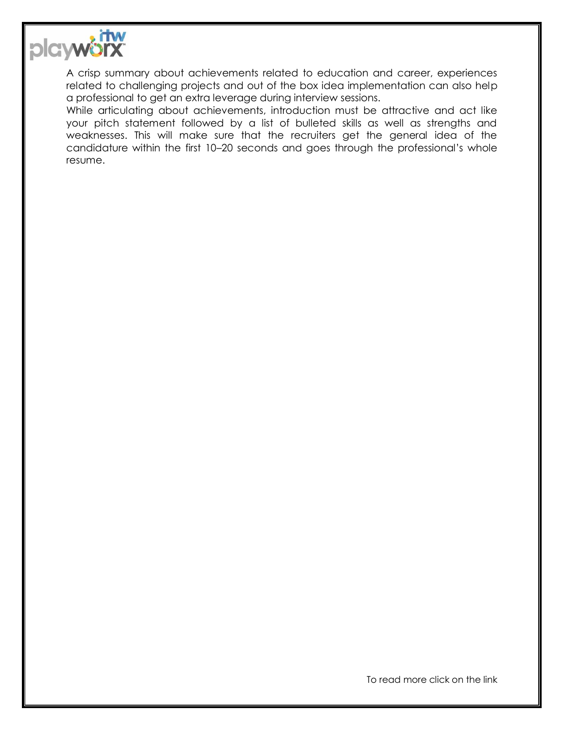A crisp summary about achievements related to education and career, experiences related to challenging projects and out of the box idea implementation can also help a professional to get an extra leverage during interview sessions.

While articulating about achievements, introduction must be attractive and act like your pitch statement followed by a list of bulleted skills as well as strengths and weaknesses. This will make sure that the recruiters get the general idea of the candidature within the first 10–20 seconds and goes through the professional's whole resume.

To read more click on the link